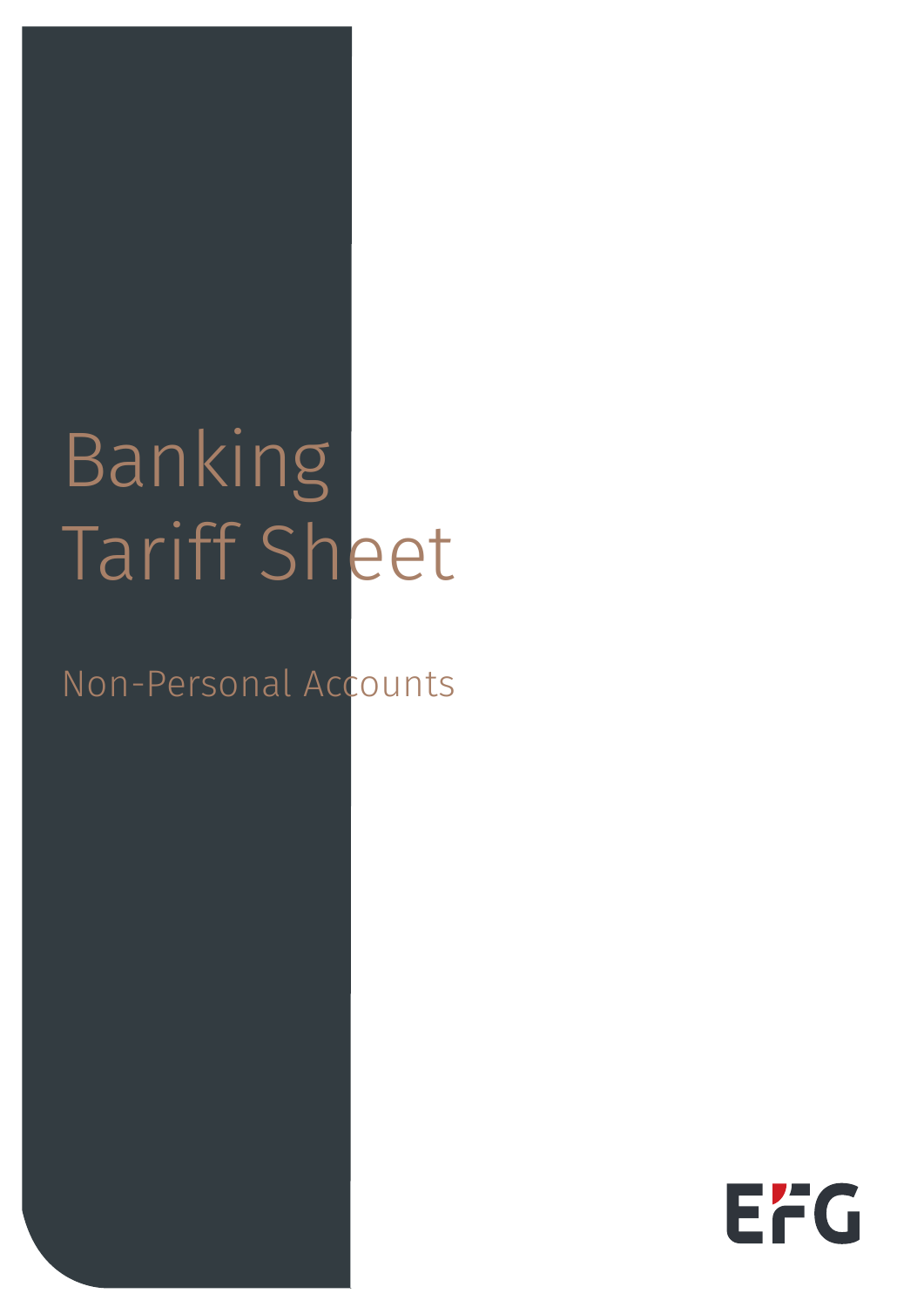# Banking Tariff Sheet

## Non-Personal Accounts

EFG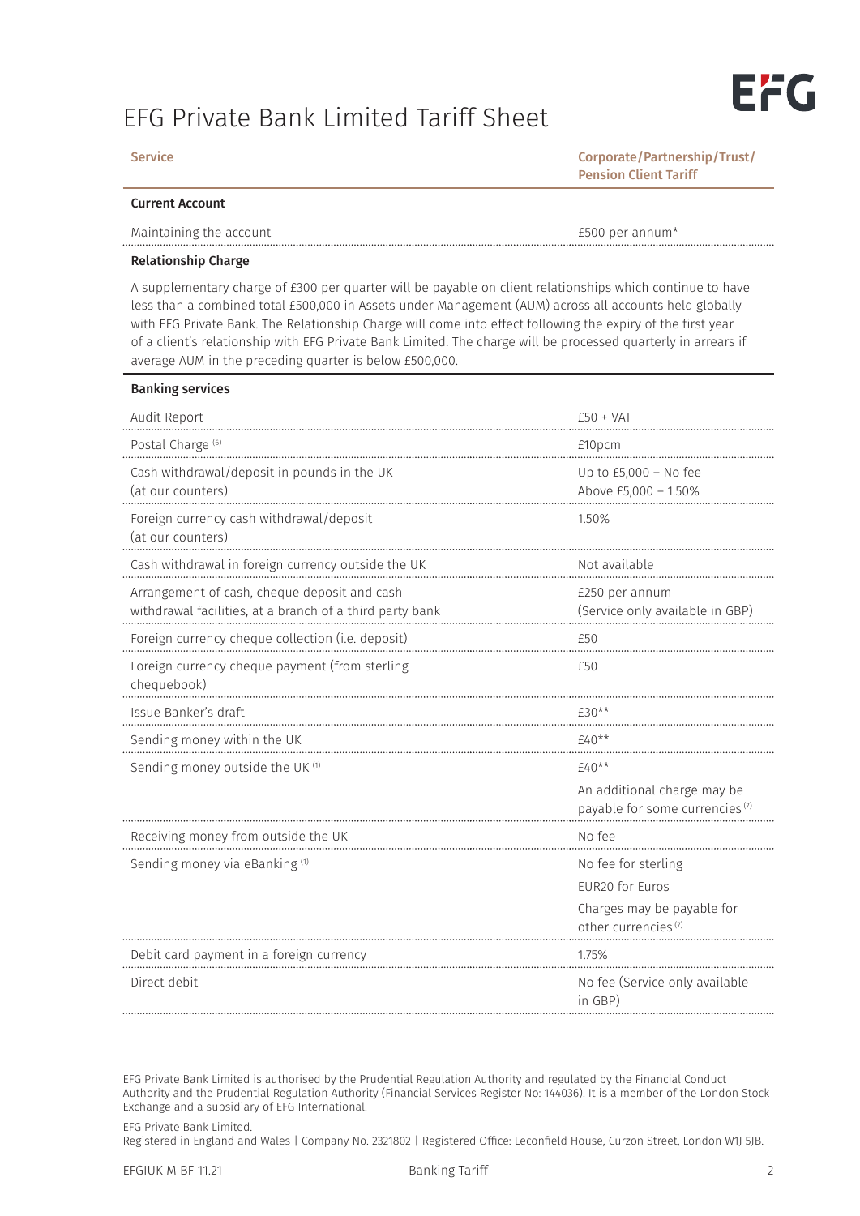# EFG Private Bank Limited Tariff Sheet

| Service | Corporate/Partnership/Trust/ Pension Client Tariff |
|---|---|
| **Current Account** | |
| Maintaining the account | £500 per annum* |

**Relationship Charge**

A supplementary charge of £300 per quarter will be payable on client relationships which continue to have less than a combined total £500,000 in Assets under Management (AUM) across all accounts held globally with EFG Private Bank. The Relationship Charge will come into effect following the expiry of the first year of a client's relationship with EFG Private Bank Limited. The charge will be processed quarterly in arrears if average AUM in the preceding quarter is below £500,000.

| **Banking services** | |
|---|---|
| Audit Report | £50 + VAT |
| Postal Charge [6] | £10pcm |
| Cash withdrawal/deposit in pounds in the UK (at our counters) | Up to £5,000 – No fee<br>Above £5,000 – 1.50% |
| Foreign currency cash withdrawal/deposit (at our counters) | 1.50% |
| Cash withdrawal in foreign currency outside the UK | Not available |
| Arrangement of cash, cheque deposit and cash withdrawal facilities, at a branch of a third party bank | £250 per annum (Service only available in GBP) |
| Foreign currency cheque collection (i.e. deposit) | £50 |
| Foreign currency cheque payment (from sterling chequebook) | £50 |
| Issue Banker's draft | £30** |
| Sending money within the UK | £40** |
| Sending money outside the UK [1] | £40**<br>An additional charge may be payable for some currencies [7] |
| Receiving money from outside the UK | No fee |
| Sending money via eBanking [1] | No fee for sterling<br>EUR20 for Euros<br>Charges may be payable for other currencies [7] |
| Debit card payment in a foreign currency | 1.75% |
| Direct debit | No fee (Service only available in GBP) |

EFG Private Bank Limited is authorised by the Prudential Regulation Authority and regulated by the Financial Conduct Authority and the Prudential Regulation Authority (Financial Services Register No: 144036). It is a member of the London Stock Exchange and a subsidiary of EFG International.

EFG Private Bank Limited.
Registered in England and Wales | Company No. 2321802 | Registered Office: Leconfield House, Curzon Street, London W1J 5JB.

EFGIUK M BF 11.21 Banking Tariff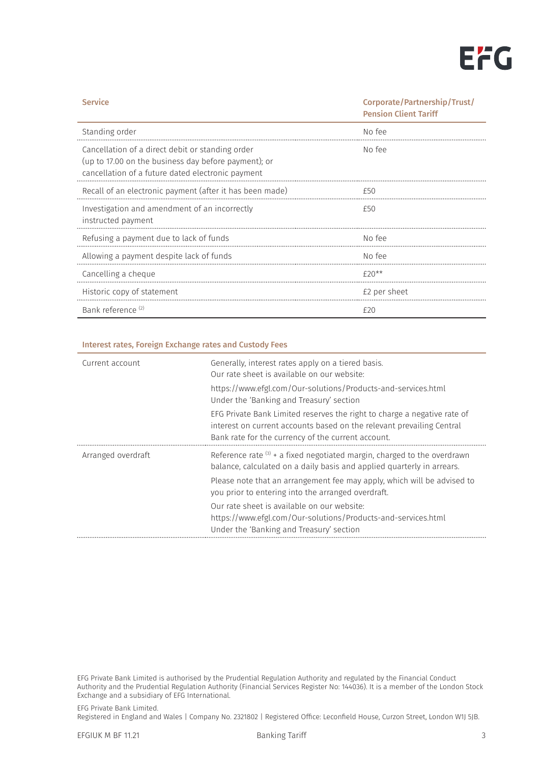| Service | Corporate/Partnership/Trust/ Pension Client Tariff |
|---|---|
| Standing order | No fee |
| Cancellation of a direct debit or standing order (up to 17.00 on the business day before payment); or cancellation of a future dated electronic payment | No fee |
| Recall of an electronic payment (after it has been made) | £50 |
| Investigation and amendment of an incorrectly instructed payment | £50 |
| Refusing a payment due to lack of funds | No fee |
| Allowing a payment despite lack of funds | No fee |
| Cancelling a cheque | £20** |
| Historic copy of statement | £2 per sheet |
| Bank reference [(2)] | £20 |

| Interest rates, Foreign Exchange rates and Custody Fees | |
|---|---|
| Current account | Generally, interest rates apply on a tiered basis. Our rate sheet is available on our website: https://www.efgl.com/Our-solutions/Products-and-services.html Under the 'Banking and Treasury' section EFG Private Bank Limited reserves the right to charge a negative rate of interest on current accounts based on the relevant prevailing Central Bank rate for the currency of the current account. |
| Arranged overdraft | Reference rate [(3)] + a fixed negotiated margin, charged to the overdrawn balance, calculated on a daily basis and applied quarterly in arrears. Please note that an arrangement fee may apply, which will be advised to you prior to entering into the arranged overdraft. Our rate sheet is available on our website: https://www.efgl.com/Our-solutions/Products-and-services.html Under the 'Banking and Treasury' section |

EFG Private Bank Limited is authorised by the Prudential Regulation Authority and regulated by the Financial Conduct Authority and the Prudential Regulation Authority (Financial Services Register No: 144036). It is a member of the London Stock Exchange and a subsidiary of EFG International.

EFG Private Bank Limited.
Registered in England and Wales | Company No. 2321802 | Registered Office: Leconfield House, Curzon Street, London W1J 5JB.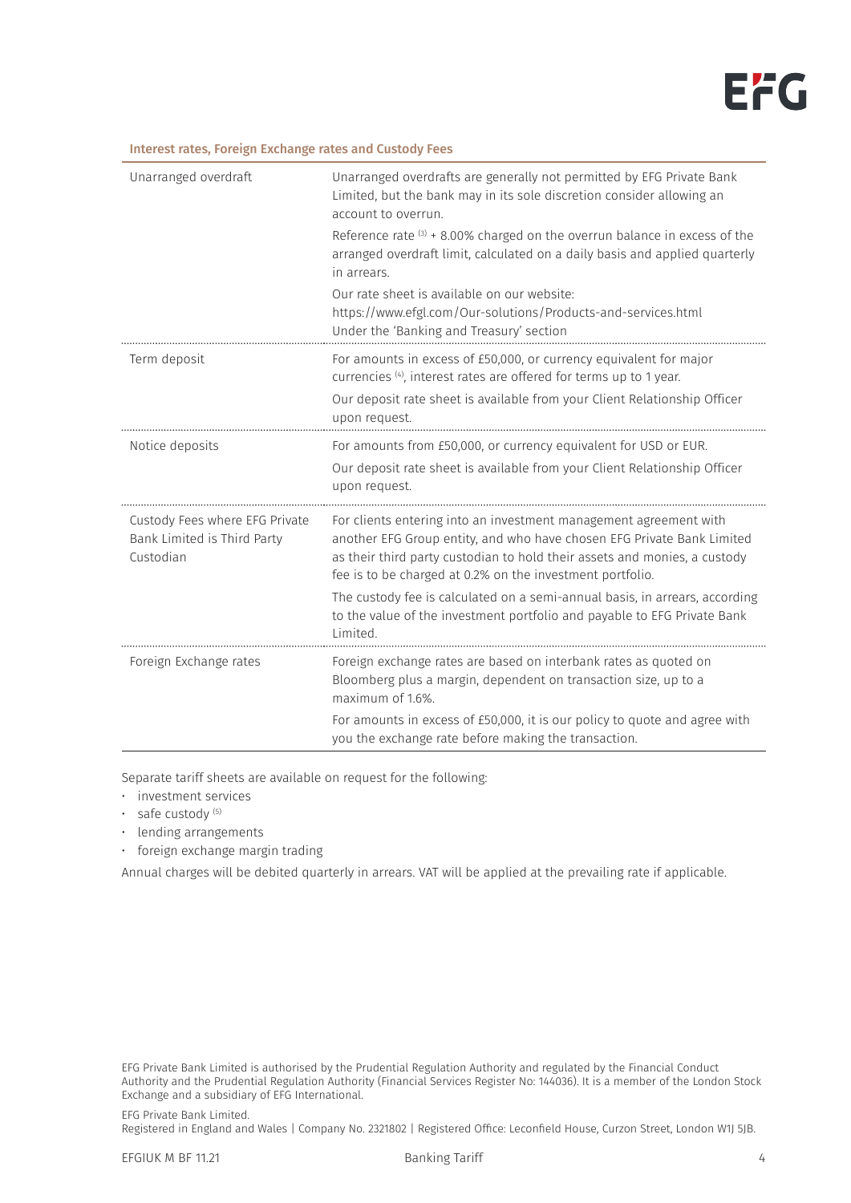## Interest rates, Foreign Exchange rates and Custody Fees

| | |
|---|---|
| Unarranged overdraft | Unarranged overdrafts are generally not permitted by EFG Private Bank Limited, but the bank may in its sole discretion consider allowing an account to overrun.<br><br>Reference rate [3] + 8.00% charged on the overrun balance in excess of the arranged overdraft limit, calculated on a daily basis and applied quarterly in arrears.<br><br>Our rate sheet is available on our website: https://www.efgl.com/Our-solutions/Products-and-services.html Under the 'Banking and Treasury' section |
| Term deposit | For amounts in excess of £50,000, or currency equivalent for major currencies [4], interest rates are offered for terms up to 1 year.<br><br>Our deposit rate sheet is available from your Client Relationship Officer upon request. |
| Notice deposits | For amounts from £50,000, or currency equivalent for USD or EUR.<br><br>Our deposit rate sheet is available from your Client Relationship Officer upon request. |
| Custody Fees where EFG Private Bank Limited is Third Party Custodian | For clients entering into an investment management agreement with another EFG Group entity, and who have chosen EFG Private Bank Limited as their third party custodian to hold their assets and monies, a custody fee is to be charged at 0.2% on the investment portfolio.<br><br>The custody fee is calculated on a semi-annual basis, in arrears, according to the value of the investment portfolio and payable to EFG Private Bank Limited. |
| Foreign Exchange rates | Foreign exchange rates are based on interbank rates as quoted on Bloomberg plus a margin, dependent on transaction size, up to a maximum of 1.6%.<br><br>For amounts in excess of £50,000, it is our policy to quote and agree with you the exchange rate before making the transaction. |

Separate tariff sheets are available on request for the following:

- investment services
- safe custody [5]
- lending arrangements
- foreign exchange margin trading

Annual charges will be debited quarterly in arrears. VAT will be applied at the prevailing rate if applicable.

EFG Private Bank Limited is authorised by the Prudential Regulation Authority and regulated by the Financial Conduct Authority and the Prudential Regulation Authority (Financial Services Register No: 144036). It is a member of the London Stock Exchange and a subsidiary of EFG International.

EFG Private Bank Limited.
Registered in England and Wales | Company No. 2321802 | Registered Office: Leconfield House, Curzon Street, London W1J 5JB.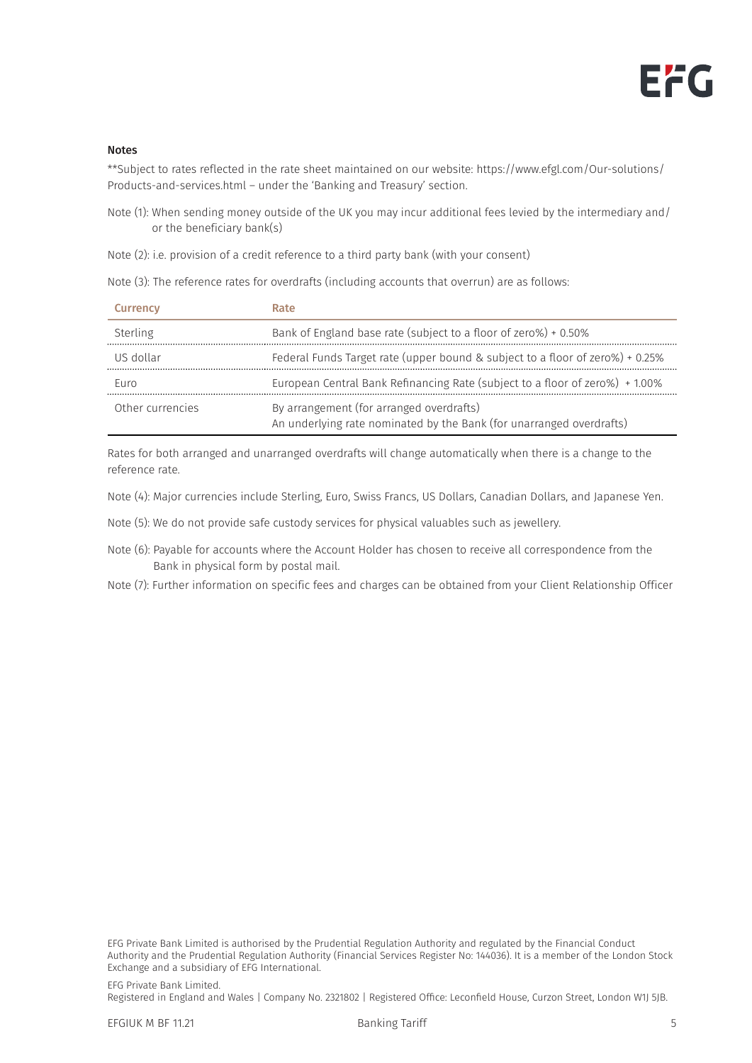**Notes**

**Subject to rates reflected in the rate sheet maintained on our website: https://www.efgl.com/Our-solutions/Products-and-services.html – under the 'Banking and Treasury' section.

Note (1): When sending money outside of the UK you may incur additional fees levied by the intermediary and/or the beneficiary bank(s)

Note (2): i.e. provision of a credit reference to a third party bank (with your consent)

Note (3): The reference rates for overdrafts (including accounts that overrun) are as follows:

| Currency | Rate |
|---|---|
| Sterling | Bank of England base rate (subject to a floor of zero%) + 0.50% |
| US dollar | Federal Funds Target rate (upper bound & subject to a floor of zero%) + 0.25% |
| Euro | European Central Bank Refinancing Rate (subject to a floor of zero%) + 1.00% |
| Other currencies | By arrangement (for arranged overdrafts)<br>An underlying rate nominated by the Bank (for unarranged overdrafts) |

Rates for both arranged and unarranged overdrafts will change automatically when there is a change to the reference rate.

Note (4): Major currencies include Sterling, Euro, Swiss Francs, US Dollars, Canadian Dollars, and Japanese Yen.

Note (5): We do not provide safe custody services for physical valuables such as jewellery.

Note (6): Payable for accounts where the Account Holder has chosen to receive all correspondence from the Bank in physical form by postal mail.

Note (7): Further information on specific fees and charges can be obtained from your Client Relationship Officer

EFG Private Bank Limited is authorised by the Prudential Regulation Authority and regulated by the Financial Conduct Authority and the Prudential Regulation Authority (Financial Services Register No: 144036). It is a member of the London Stock Exchange and a subsidiary of EFG International.

EFG Private Bank Limited.
Registered in England and Wales | Company No. 2321802 | Registered Office: Leconfield House, Curzon Street, London W1J 5JB.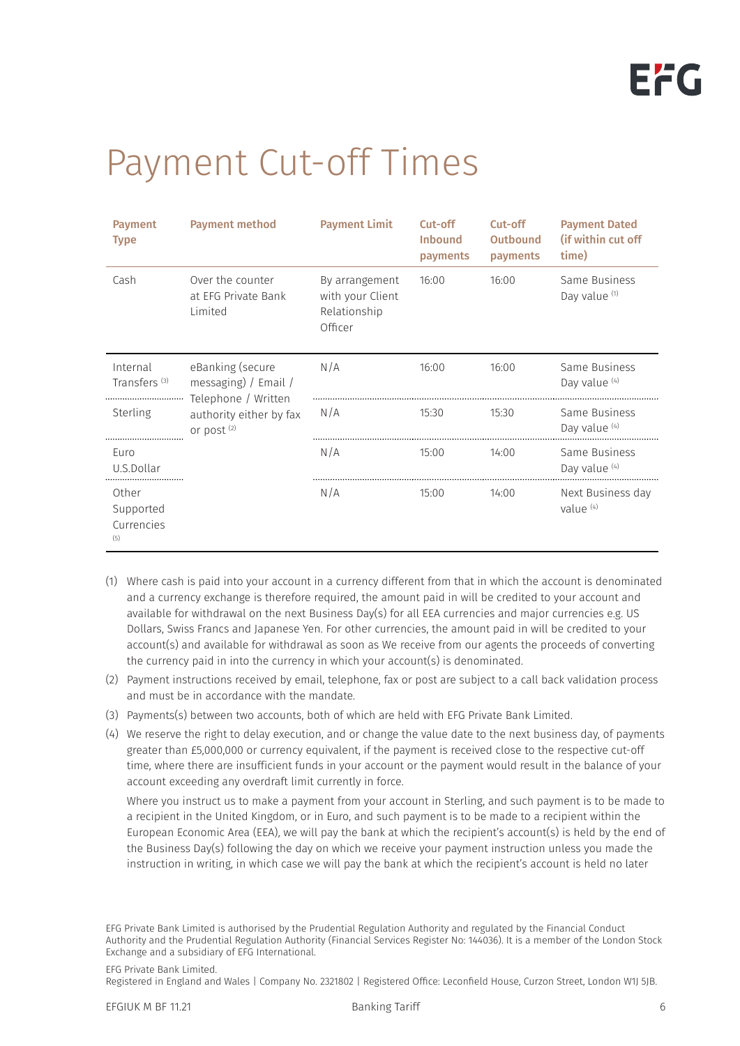# Payment Cut-off Times

| Payment Type | Payment method | Payment Limit | Cut-off Inbound payments | Cut-off Outbound payments | Payment Dated (if within cut off time) |
|---|---|---|---|---|---|
| Cash | Over the counter at EFG Private Bank Limited | By arrangement with your Client Relationship Officer | 16:00 | 16:00 | Same Business Day value [1] |
| Internal Transfers [3] | eBanking (secure messaging) / Email / Telephone / Written authority either by fax or post [2] | N/A | 16:00 | 16:00 | Same Business Day value [4] |
| Sterling | | N/A | 15:30 | 15:30 | Same Business Day value [4] |
| Euro U.S.Dollar | | N/A | 15:00 | 14:00 | Same Business Day value [4] |
| Other Supported Currencies [5] | | N/A | 15:00 | 14:00 | Next Business day value [4] |

(1) Where cash is paid into your account in a currency different from that in which the account is denominated and a currency exchange is therefore required, the amount paid in will be credited to your account and available for withdrawal on the next Business Day(s) for all EEA currencies and major currencies e.g. US Dollars, Swiss Francs and Japanese Yen. For other currencies, the amount paid in will be credited to your account(s) and available for withdrawal as soon as We receive from our agents the proceeds of converting the currency paid in into the currency in which your account(s) is denominated.

(2) Payment instructions received by email, telephone, fax or post are subject to a call back validation process and must be in accordance with the mandate.

(3) Payments(s) between two accounts, both of which are held with EFG Private Bank Limited.

(4) We reserve the right to delay execution, and or change the value date to the next business day, of payments greater than £5,000,000 or currency equivalent, if the payment is received close to the respective cut-off time, where there are insufficient funds in your account or the payment would result in the balance of your account exceeding any overdraft limit currently in force.

Where you instruct us to make a payment from your account in Sterling, and such payment is to be made to a recipient in the United Kingdom, or in Euro, and such payment is to be made to a recipient within the European Economic Area (EEA), we will pay the bank at which the recipient's account(s) is held by the end of the Business Day(s) following the day on which we receive your payment instruction unless you made the instruction in writing, in which case we will pay the bank at which the recipient's account is held no later

EFG Private Bank Limited is authorised by the Prudential Regulation Authority and regulated by the Financial Conduct Authority and the Prudential Regulation Authority (Financial Services Register No: 144036). It is a member of the London Stock Exchange and a subsidiary of EFG International.

EFG Private Bank Limited.
Registered in England and Wales | Company No. 2321802 | Registered Office: Leconfield House, Curzon Street, London W1J 5JB.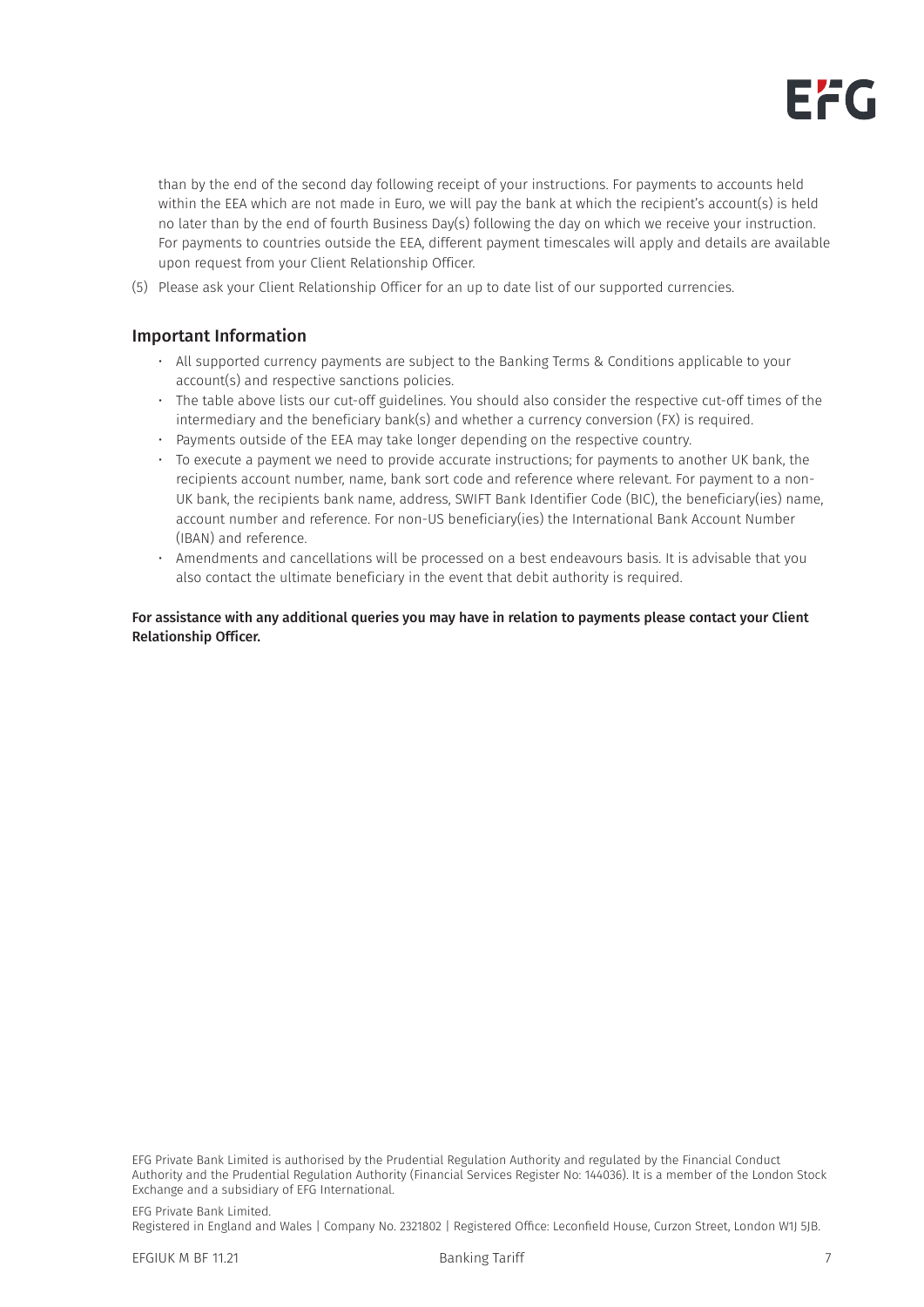than by the end of the second day following receipt of your instructions. For payments to accounts held within the EEA which are not made in Euro, we will pay the bank at which the recipient's account(s) is held no later than by the end of fourth Business Day(s) following the day on which we receive your instruction. For payments to countries outside the EEA, different payment timescales will apply and details are available upon request from your Client Relationship Officer.

(5) Please ask your Client Relationship Officer for an up to date list of our supported currencies.

## Important Information

- All supported currency payments are subject to the Banking Terms & Conditions applicable to your account(s) and respective sanctions policies.
- The table above lists our cut-off guidelines. You should also consider the respective cut-off times of the intermediary and the beneficiary bank(s) and whether a currency conversion (FX) is required.
- Payments outside of the EEA may take longer depending on the respective country.
- To execute a payment we need to provide accurate instructions; for payments to another UK bank, the recipients account number, name, bank sort code and reference where relevant. For payment to a non-UK bank, the recipients bank name, address, SWIFT Bank Identifier Code (BIC), the beneficiary(ies) name, account number and reference. For non-US beneficiary(ies) the International Bank Account Number (IBAN) and reference.
- Amendments and cancellations will be processed on a best endeavours basis. It is advisable that you also contact the ultimate beneficiary in the event that debit authority is required.

**For assistance with any additional queries you may have in relation to payments please contact your Client Relationship Officer.**

EFG Private Bank Limited is authorised by the Prudential Regulation Authority and regulated by the Financial Conduct Authority and the Prudential Regulation Authority (Financial Services Register No: 144036). It is a member of the London Stock Exchange and a subsidiary of EFG International.

EFG Private Bank Limited.
Registered in England and Wales | Company No. 2321802 | Registered Office: Leconfield House, Curzon Street, London W1J 5JB.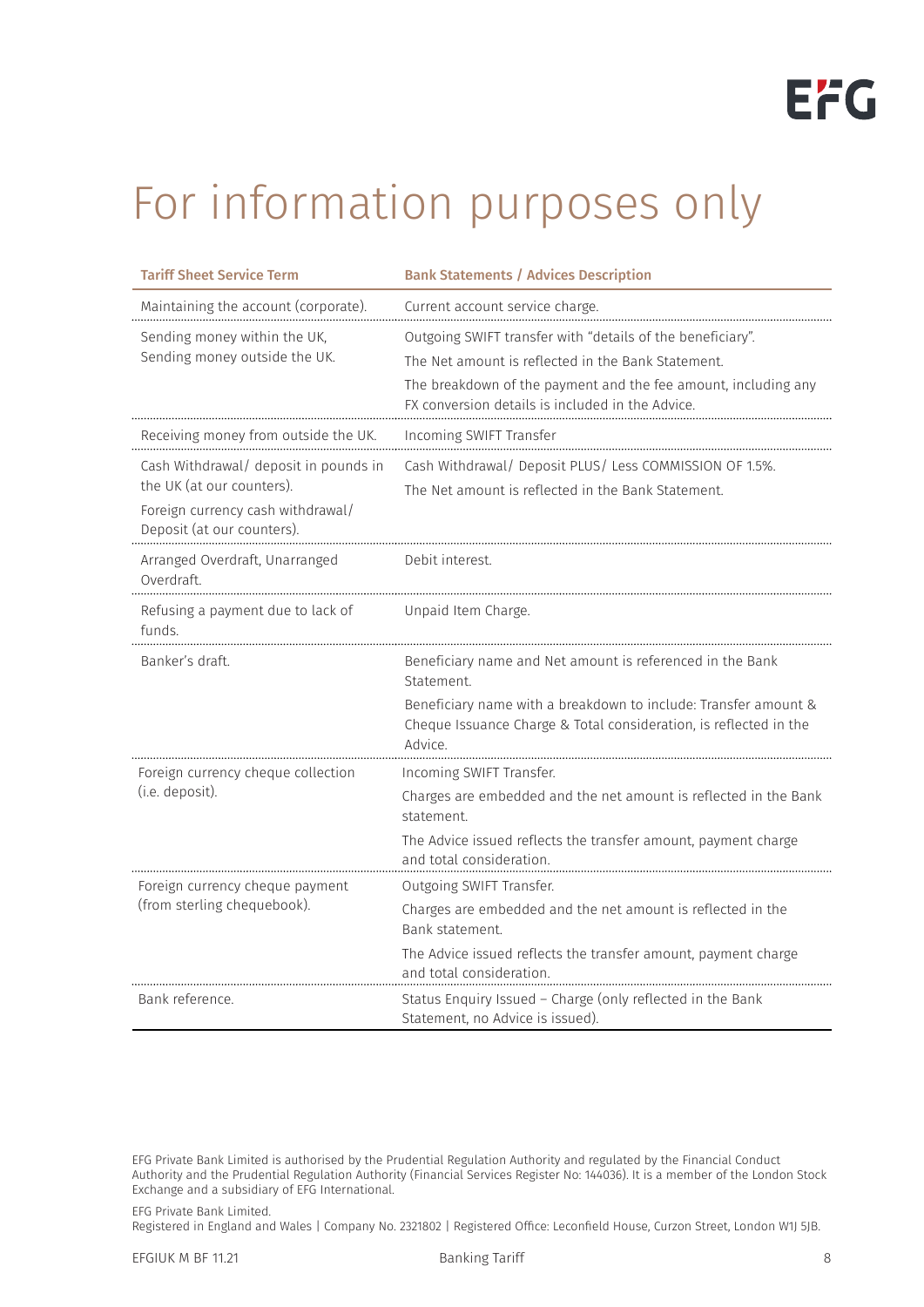# For information purposes only

| Tariff Sheet Service Term | Bank Statements / Advices Description |
|---|---|
| Maintaining the account (corporate). | Current account service charge. |
| Sending money within the UK, Sending money outside the UK. | Outgoing SWIFT transfer with "details of the beneficiary". The Net amount is reflected in the Bank Statement. The breakdown of the payment and the fee amount, including any FX conversion details is included in the Advice. |
| Receiving money from outside the UK. | Incoming SWIFT Transfer |
| Cash Withdrawal/ deposit in pounds in the UK (at our counters). Foreign currency cash withdrawal/ Deposit (at our counters). | Cash Withdrawal/ Deposit PLUS/ Less COMMISSION OF 1.5%. The Net amount is reflected in the Bank Statement. |
| Arranged Overdraft, Unarranged Overdraft. | Debit interest. |
| Refusing a payment due to lack of funds. | Unpaid Item Charge. |
| Banker's draft. | Beneficiary name and Net amount is referenced in the Bank Statement. Beneficiary name with a breakdown to include: Transfer amount & Cheque Issuance Charge & Total consideration, is reflected in the Advice. |
| Foreign currency cheque collection (i.e. deposit). | Incoming SWIFT Transfer. Charges are embedded and the net amount is reflected in the Bank statement. The Advice issued reflects the transfer amount, payment charge and total consideration. |
| Foreign currency cheque payment (from sterling chequebook). | Outgoing SWIFT Transfer. Charges are embedded and the net amount is reflected in the Bank statement. The Advice issued reflects the transfer amount, payment charge and total consideration. |
| Bank reference. | Status Enquiry Issued – Charge (only reflected in the Bank Statement, no Advice is issued). |

EFG Private Bank Limited is authorised by the Prudential Regulation Authority and regulated by the Financial Conduct Authority and the Prudential Regulation Authority (Financial Services Register No: 144036). It is a member of the London Stock Exchange and a subsidiary of EFG International.

EFG Private Bank Limited.
Registered in England and Wales | Company No. 2321802 | Registered Office: Leconfield House, Curzon Street, London W1J 5JB.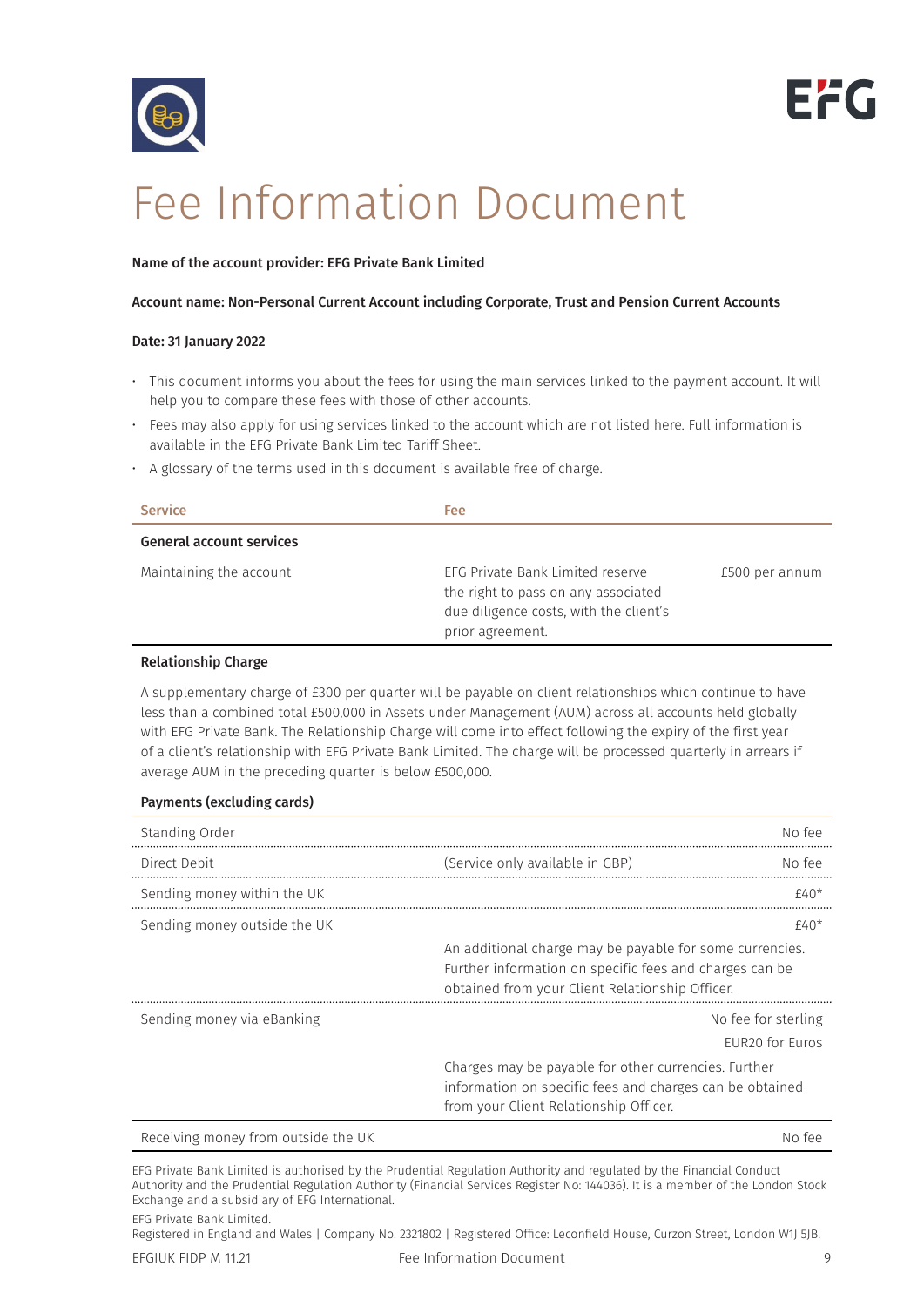# Fee Information Document

**Name of the account provider: EFG Private Bank Limited**

**Account name: Non-Personal Current Account including Corporate, Trust and Pension Current Accounts**

**Date: 31 January 2022**

- This document informs you about the fees for using the main services linked to the payment account. It will help you to compare these fees with those of other accounts.
- Fees may also apply for using services linked to the account which are not listed here. Full information is available in the EFG Private Bank Limited Tariff Sheet.
- A glossary of the terms used in this document is available free of charge.

| Service | Fee | |
|---|---|---|
| **General account services** | | |
| Maintaining the account | EFG Private Bank Limited reserve the right to pass on any associated due diligence costs, with the client's prior agreement. | £500 per annum |

**Relationship Charge**

A supplementary charge of £300 per quarter will be payable on client relationships which continue to have less than a combined total £500,000 in Assets under Management (AUM) across all accounts held globally with EFG Private Bank. The Relationship Charge will come into effect following the expiry of the first year of a client's relationship with EFG Private Bank Limited. The charge will be processed quarterly in arrears if average AUM in the preceding quarter is below £500,000.

**Payments (excluding cards)**

| | | |
|---|---|---|
| Standing Order | | No fee |
| Direct Debit | (Service only available in GBP) | No fee |
| Sending money within the UK | | £40* |
| Sending money outside the UK | An additional charge may be payable for some currencies. Further information on specific fees and charges can be obtained from your Client Relationship Officer. | £40* |
| Sending money via eBanking | Charges may be payable for other currencies. Further information on specific fees and charges can be obtained from your Client Relationship Officer. | No fee for sterling<br>EUR20 for Euros |
| Receiving money from outside the UK | | No fee |

EFG Private Bank Limited is authorised by the Prudential Regulation Authority and regulated by the Financial Conduct Authority and the Prudential Regulation Authority (Financial Services Register No: 144036). It is a member of the London Stock Exchange and a subsidiary of EFG International.

EFG Private Bank Limited.
Registered in England and Wales | Company No. 2321802 | Registered Office: Leconfield House, Curzon Street, London W1J 5JB.

EFGIUK FIDP M 11.21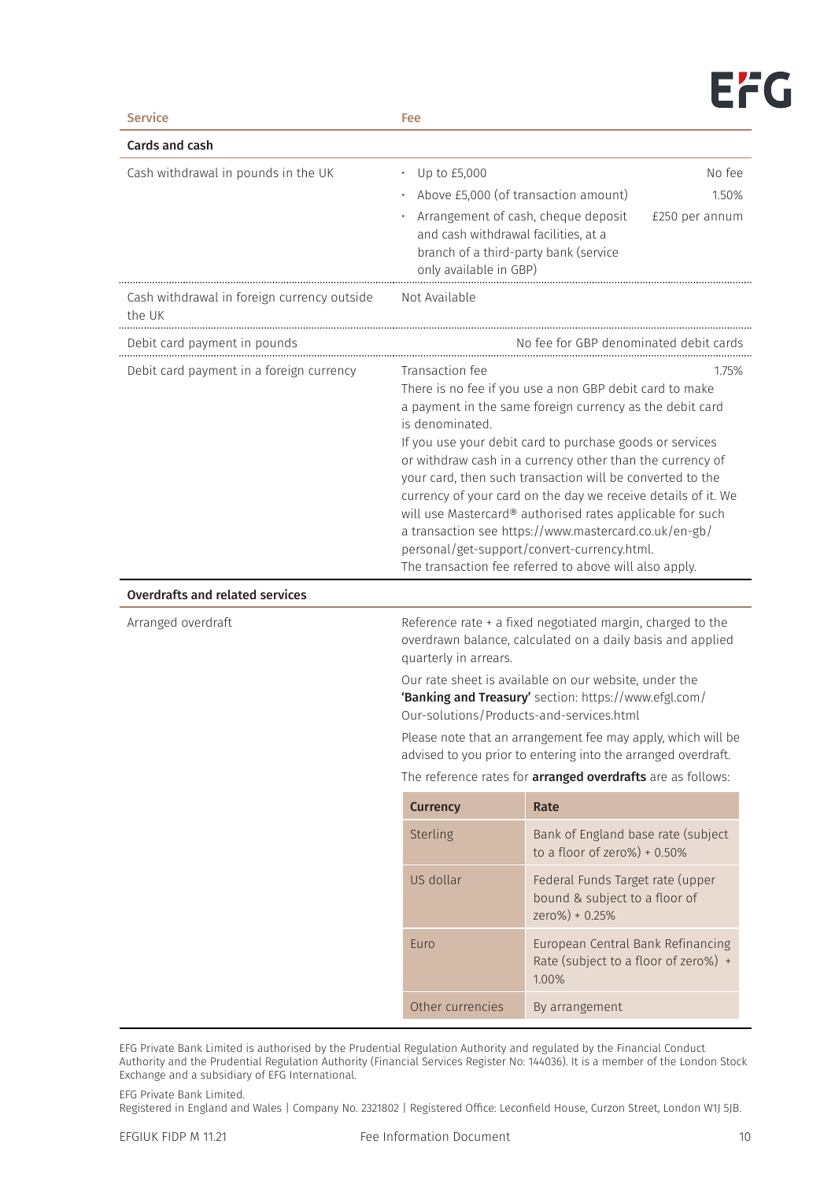| Service | Fee | |
|---|---|---|
| **Cards and cash** | | |
| Cash withdrawal in pounds in the UK | • Up to £5,000 | No fee |
| | • Above £5,000 (of transaction amount) | 1.50% |
| | • Arrangement of cash, cheque deposit and cash withdrawal facilities, at a branch of a third-party bank (service only available in GBP) | £250 per annum |
| Cash withdrawal in foreign currency outside the UK | Not Available | |
| Debit card payment in pounds | | No fee for GBP denominated debit cards |
| Debit card payment in a foreign currency | Transaction fee<br>There is no fee if you use a non GBP debit card to make a payment in the same foreign currency as the debit card is denominated.<br>If you use your debit card to purchase goods or services or withdraw cash in a currency other than the currency of your card, then such transaction will be converted to the currency of your card on the day we receive details of it. We will use Mastercard® authorised rates applicable for such a transaction see https://www.mastercard.co.uk/en-gb/personal/get-support/convert-currency.html.<br>The transaction fee referred to above will also apply. | 1.75% |
| **Overdrafts and related services** | | |
| Arranged overdraft | Reference rate + a fixed negotiated margin, charged to the overdrawn balance, calculated on a daily basis and applied quarterly in arrears.<br>Our rate sheet is available on our website, under the **'Banking and Treasury'** section: https://www.efgl.com/Our-solutions/Products-and-services.html<br>Please note that an arrangement fee may apply, which will be advised to you prior to entering into the arranged overdraft.<br>The reference rates for **arranged overdrafts** are as follows: | |

| Currency | Rate |
|---|---|
| Sterling | Bank of England base rate (subject to a floor of zero%) + 0.50% |
| US dollar | Federal Funds Target rate (upper bound & subject to a floor of zero%) + 0.25% |
| Euro | European Central Bank Refinancing Rate (subject to a floor of zero%) + 1.00% |
| Other currencies | By arrangement |

EFG Private Bank Limited is authorised by the Prudential Regulation Authority and regulated by the Financial Conduct Authority and the Prudential Regulation Authority (Financial Services Register No: 144036). It is a member of the London Stock Exchange and a subsidiary of EFG International.

EFG Private Bank Limited.
Registered in England and Wales | Company No. 2321802 | Registered Office: Leconfield House, Curzon Street, London W1J 5JB.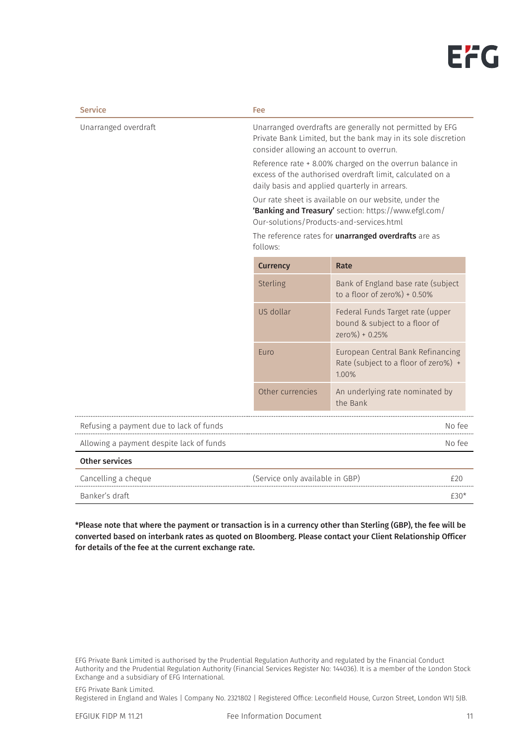| Service | Fee |
|---|---|
| Unarranged overdraft | Unarranged overdrafts are generally not permitted by EFG Private Bank Limited, but the bank may in its sole discretion consider allowing an account to overrun.<br><br>Reference rate + 8.00% charged on the overrun balance in excess of the authorised overdraft limit, calculated on a daily basis and applied quarterly in arrears.<br><br>Our rate sheet is available on our website, under the **'Banking and Treasury'** section: https://www.efgl.com/Our-solutions/Products-and-services.html<br><br>The reference rates for **unarranged overdrafts** are as follows: |

| Currency | Rate |
|---|---|
| Sterling | Bank of England base rate (subject to a floor of zero%) + 0.50% |
| US dollar | Federal Funds Target rate (upper bound & subject to a floor of zero%) + 0.25% |
| Euro | European Central Bank Refinancing Rate (subject to a floor of zero%) + 1.00% |
| Other currencies | An underlying rate nominated by the Bank |

| Service | | Fee |
|---|---|---|
| Refusing a payment due to lack of funds | | No fee |
| Allowing a payment despite lack of funds | | No fee |
| **Other services** | | |
| Cancelling a cheque | (Service only available in GBP) | £20 |
| Banker's draft | | £30* |

**\*Please note that where the payment or transaction is in a currency other than Sterling (GBP), the fee will be converted based on interbank rates as quoted on Bloomberg. Please contact your Client Relationship Officer for details of the fee at the current exchange rate.**

EFG Private Bank Limited is authorised by the Prudential Regulation Authority and regulated by the Financial Conduct Authority and the Prudential Regulation Authority (Financial Services Register No: 144036). It is a member of the London Stock Exchange and a subsidiary of EFG International.

EFG Private Bank Limited.
Registered in England and Wales | Company No. 2321802 | Registered Office: Leconfield House, Curzon Street, London W1J 5JB.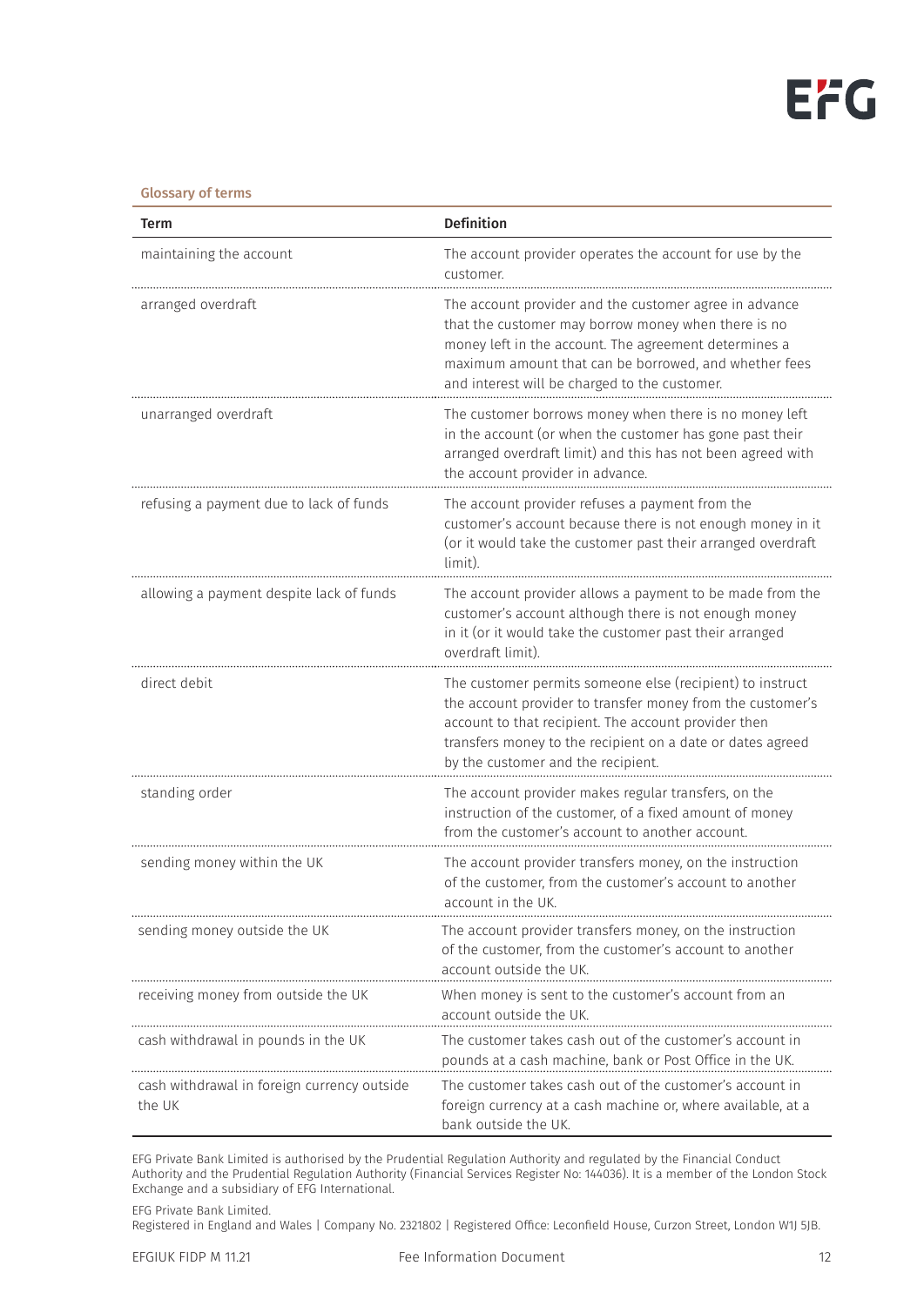## Glossary of terms

| Term | Definition |
| --- | --- |
| maintaining the account | The account provider operates the account for use by the customer. |
| arranged overdraft | The account provider and the customer agree in advance that the customer may borrow money when there is no money left in the account. The agreement determines a maximum amount that can be borrowed, and whether fees and interest will be charged to the customer. |
| unarranged overdraft | The customer borrows money when there is no money left in the account (or when the customer has gone past their arranged overdraft limit) and this has not been agreed with the account provider in advance. |
| refusing a payment due to lack of funds | The account provider refuses a payment from the customer's account because there is not enough money in it (or it would take the customer past their arranged overdraft limit). |
| allowing a payment despite lack of funds | The account provider allows a payment to be made from the customer's account although there is not enough money in it (or it would take the customer past their arranged overdraft limit). |
| direct debit | The customer permits someone else (recipient) to instruct the account provider to transfer money from the customer's account to that recipient. The account provider then transfers money to the recipient on a date or dates agreed by the customer and the recipient. |
| standing order | The account provider makes regular transfers, on the instruction of the customer, of a fixed amount of money from the customer's account to another account. |
| sending money within the UK | The account provider transfers money, on the instruction of the customer, from the customer's account to another account in the UK. |
| sending money outside the UK | The account provider transfers money, on the instruction of the customer, from the customer's account to another account outside the UK. |
| receiving money from outside the UK | When money is sent to the customer's account from an account outside the UK. |
| cash withdrawal in pounds in the UK | The customer takes cash out of the customer's account in pounds at a cash machine, bank or Post Office in the UK. |
| cash withdrawal in foreign currency outside the UK | The customer takes cash out of the customer's account in foreign currency at a cash machine or, where available, at a bank outside the UK. |

EFG Private Bank Limited is authorised by the Prudential Regulation Authority and regulated by the Financial Conduct Authority and the Prudential Regulation Authority (Financial Services Register No: 144036). It is a member of the London Stock Exchange and a subsidiary of EFG International.

EFG Private Bank Limited.
Registered in England and Wales | Company No. 2321802 | Registered Office: Leconfield House, Curzon Street, London W1J 5JB.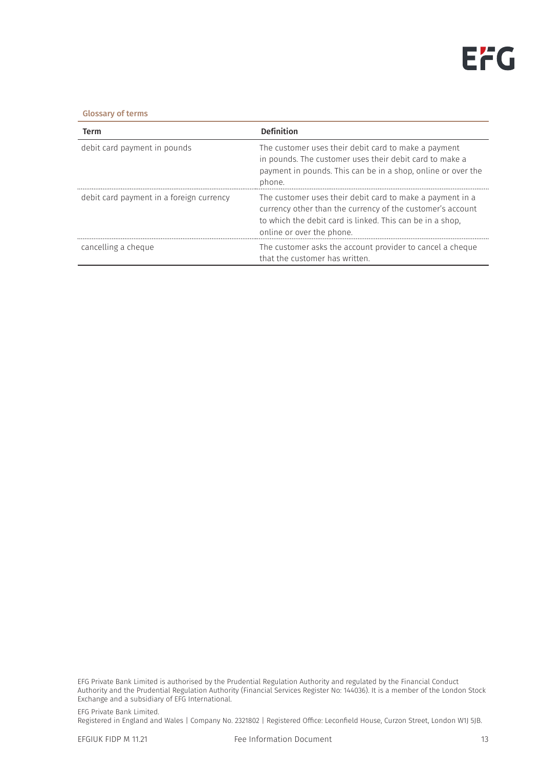### Glossary of terms

| Term | Definition |
| --- | --- |
| debit card payment in pounds | The customer uses their debit card to make a payment in pounds. The customer uses their debit card to make a payment in pounds. This can be in a shop, online or over the phone. |
| debit card payment in a foreign currency | The customer uses their debit card to make a payment in a currency other than the currency of the customer's account to which the debit card is linked. This can be in a shop, online or over the phone. |
| cancelling a cheque | The customer asks the account provider to cancel a cheque that the customer has written. |

EFG Private Bank Limited is authorised by the Prudential Regulation Authority and regulated by the Financial Conduct Authority and the Prudential Regulation Authority (Financial Services Register No: 144036). It is a member of the London Stock Exchange and a subsidiary of EFG International.

EFG Private Bank Limited.
Registered in England and Wales | Company No. 2321802 | Registered Office: Leconfield House, Curzon Street, London W1J 5JB.

EFGIUK FIDP M 11.21 Fee Information Document